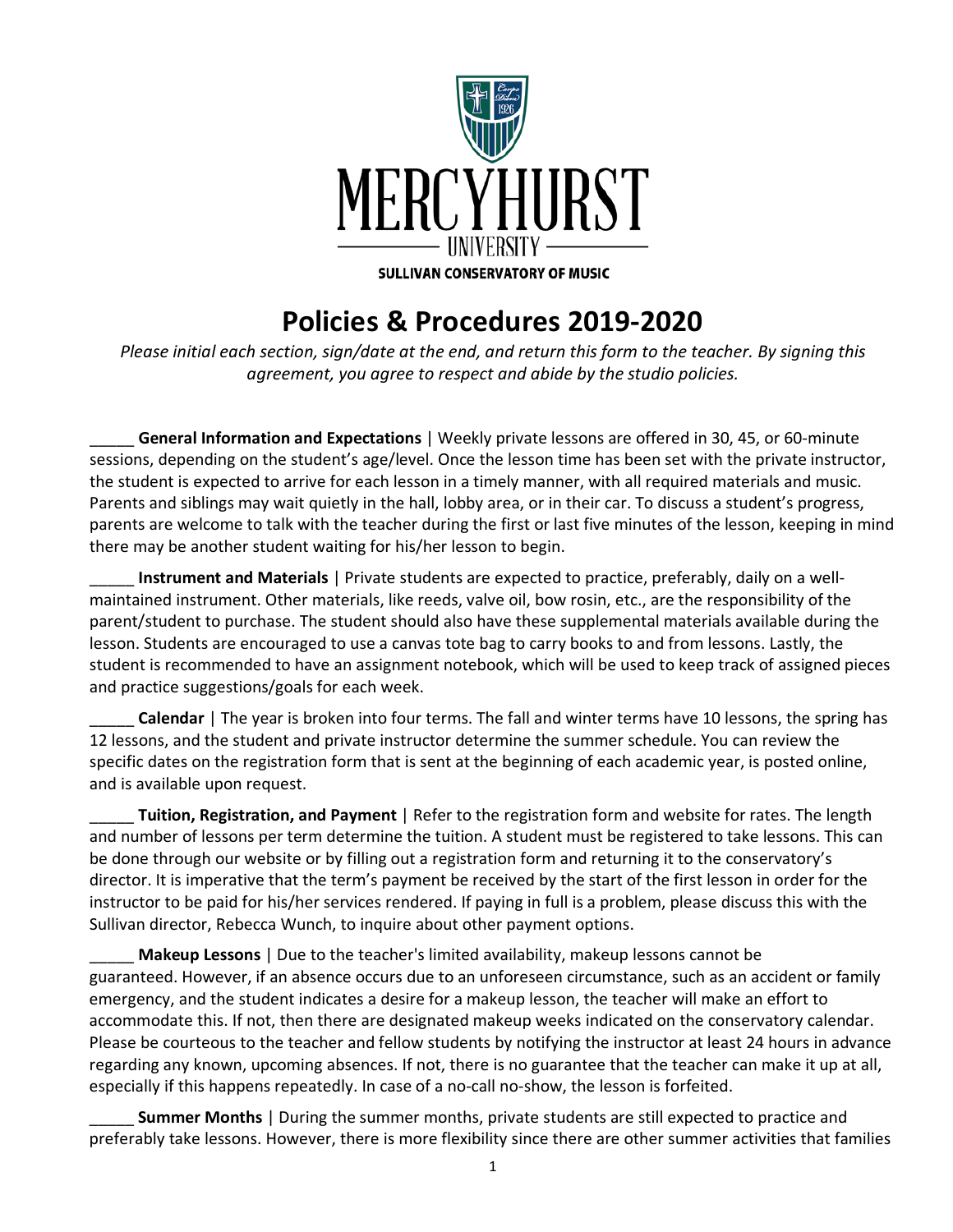MERCYHURST UNIVERSITY

SULLIVAN CONSERVATORY OF MUSIC

# Policies & Procedures 2019-2020

*Please initial each section, sign/date at the end, and return this form to the teacher. By signing this agreement, you agree to respect and abide by the studio policies.*

_____ **General Information and Expectations** | Weekly private lessons are offered in 30, 45, or 60-minute sessions, depending on the student's age/level. Once the lesson time has been set with the private instructor, the student is expected to arrive for each lesson in a timely manner, with all required materials and music. Parents and siblings may wait quietly in the hall, lobby area, or in their car. To discuss a student's progress, parents are welcome to talk with the teacher during the first or last five minutes of the lesson, keeping in mind there may be another student waiting for his/her lesson to begin.

_____ **Instrument and Materials** | Private students are expected to practice, preferably, daily on a well-maintained instrument. Other materials, like reeds, valve oil, bow rosin, etc., are the responsibility of the parent/student to purchase. The student should also have these supplemental materials available during the lesson. Students are encouraged to use a canvas tote bag to carry books to and from lessons. Lastly, the student is recommended to have an assignment notebook, which will be used to keep track of assigned pieces and practice suggestions/goals for each week.

_____ **Calendar** | The year is broken into four terms. The fall and winter terms have 10 lessons, the spring has 12 lessons, and the student and private instructor determine the summer schedule. You can review the specific dates on the registration form that is sent at the beginning of each academic year, is posted online, and is available upon request.

_____ **Tuition, Registration, and Payment** | Refer to the registration form and website for rates. The length and number of lessons per term determine the tuition. A student must be registered to take lessons. This can be done through our website or by filling out a registration form and returning it to the conservatory's director. It is imperative that the term's payment be received by the start of the first lesson in order for the instructor to be paid for his/her services rendered. If paying in full is a problem, please discuss this with the Sullivan director, Rebecca Wunch, to inquire about other payment options.

_____ **Makeup Lessons** | Due to the teacher's limited availability, makeup lessons cannot be guaranteed. However, if an absence occurs due to an unforeseen circumstance, such as an accident or family emergency, and the student indicates a desire for a makeup lesson, the teacher will make an effort to accommodate this. If not, then there are designated makeup weeks indicated on the conservatory calendar. Please be courteous to the teacher and fellow students by notifying the instructor at least 24 hours in advance regarding any known, upcoming absences. If not, there is no guarantee that the teacher can make it up at all, especially if this happens repeatedly. In case of a no-call no-show, the lesson is forfeited.

_____ **Summer Months** | During the summer months, private students are still expected to practice and preferably take lessons. However, there is more flexibility since there are other summer activities that families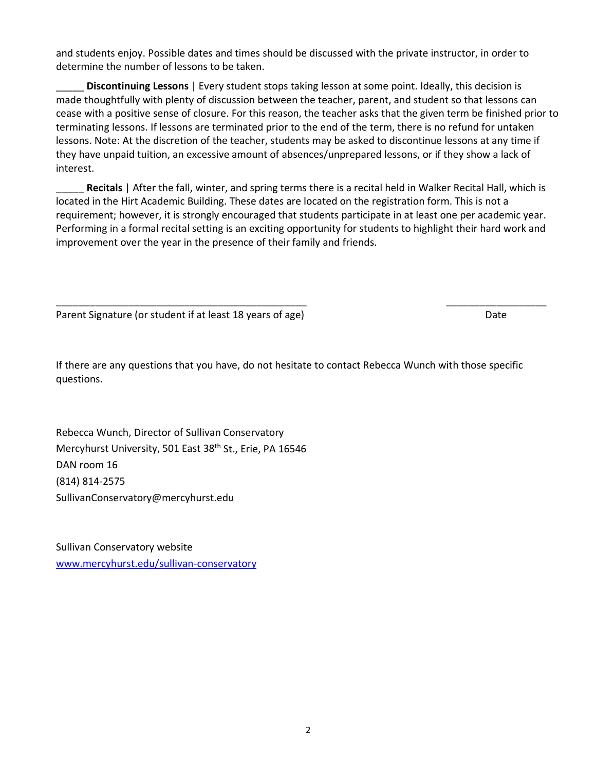and students enjoy. Possible dates and times should be discussed with the private instructor, in order to determine the number of lessons to be taken.

_____ **Discontinuing Lessons** | Every student stops taking lesson at some point. Ideally, this decision is made thoughtfully with plenty of discussion between the teacher, parent, and student so that lessons can cease with a positive sense of closure. For this reason, the teacher asks that the given term be finished prior to terminating lessons. If lessons are terminated prior to the end of the term, there is no refund for untaken lessons. Note: At the discretion of the teacher, students may be asked to discontinue lessons at any time if they have unpaid tuition, an excessive amount of absences/unprepared lessons, or if they show a lack of interest.

_____ **Recitals** | After the fall, winter, and spring terms there is a recital held in Walker Recital Hall, which is located in the Hirt Academic Building. These dates are located on the registration form. This is not a requirement; however, it is strongly encouraged that students participate in at least one per academic year. Performing in a formal recital setting is an exciting opportunity for students to highlight their hard work and improvement over the year in the presence of their family and friends.

_______________________________________________ ________________

Parent Signature (or student if at least 18 years of age) Date

If there are any questions that you have, do not hesitate to contact Rebecca Wunch with those specific questions.

Rebecca Wunch, Director of Sullivan Conservatory
Mercyhurst University, 501 East 38th St., Erie, PA 16546
DAN room 16
(814) 814-2575
SullivanConservatory@mercyhurst.edu

Sullivan Conservatory website
www.mercyhurst.edu/sullivan-conservatory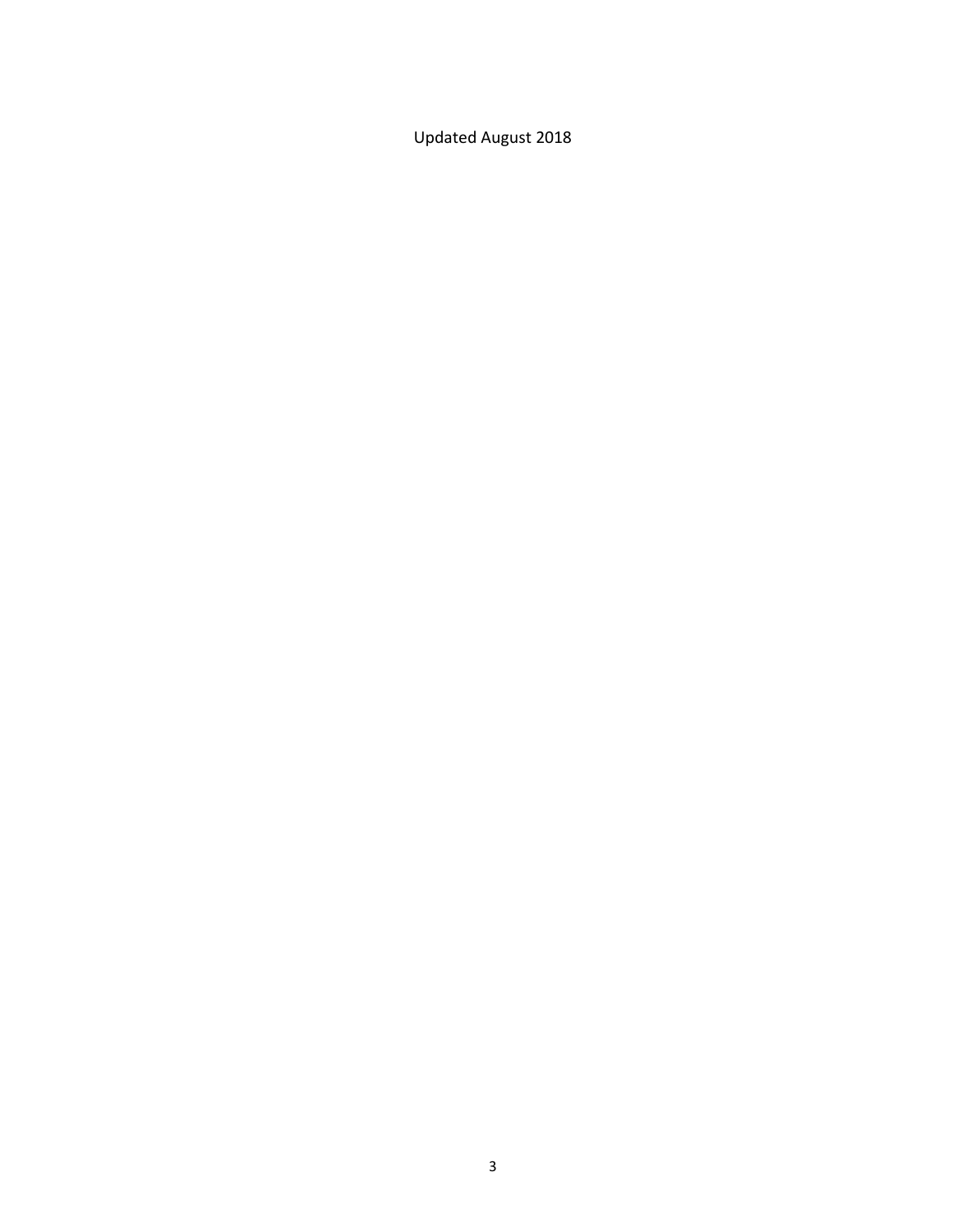Updated August 2018